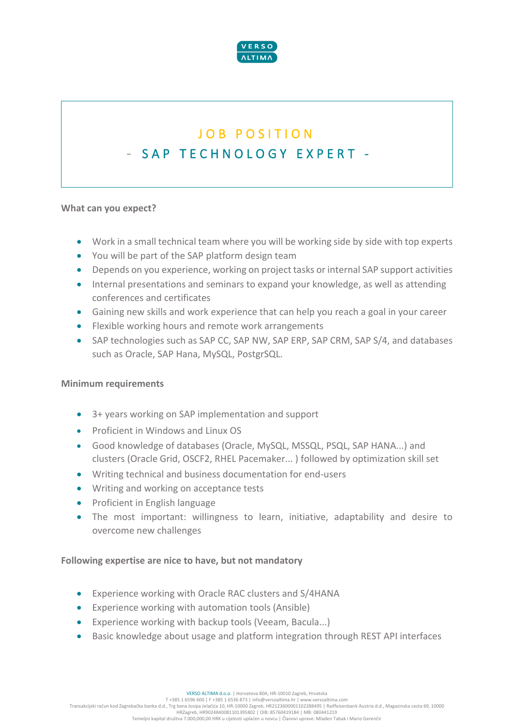# JOB POSITION

## - SAP TECHNOLOGY EXPERT -

**What can you expect?**

- Work in a small technical team where you will be working side by side with top experts
- You will be part of the SAP platform design team
- Depends on you experience, working on project tasks or internal SAP support activities
- Internal presentations and seminars to expand your knowledge, as well as attending conferences and certificates
- Gaining new skills and work experience that can help you reach a goal in your career
- Flexible working hours and remote work arrangements
- SAP technologies such as SAP CC, SAP NW, SAP ERP, SAP CRM, SAP S/4, and databases such as Oracle, SAP Hana, MySQL, PostgrSQL.

**Minimum requirements**

- 3+ years working on SAP implementation and support
- Proficient in Windows and Linux OS
- Good knowledge of databases (Oracle, MySQL, MSSQL, PSQL, SAP HANA...) and clusters (Oracle Grid, OSCF2, RHEL Pacemaker... ) followed by optimization skill set
- Writing technical and business documentation for end-users
- Writing and working on acceptance tests
- Proficient in English language
- The most important: willingness to learn, initiative, adaptability and desire to overcome new challenges

**Following expertise are nice to have, but not mandatory**

- Experience working with Oracle RAC clusters and S/4HANA
- Experience working with automation tools (Ansible)
- Experience working with backup tools (Veeam, Bacula...)
- Basic knowledge about usage and platform integration through REST API interfaces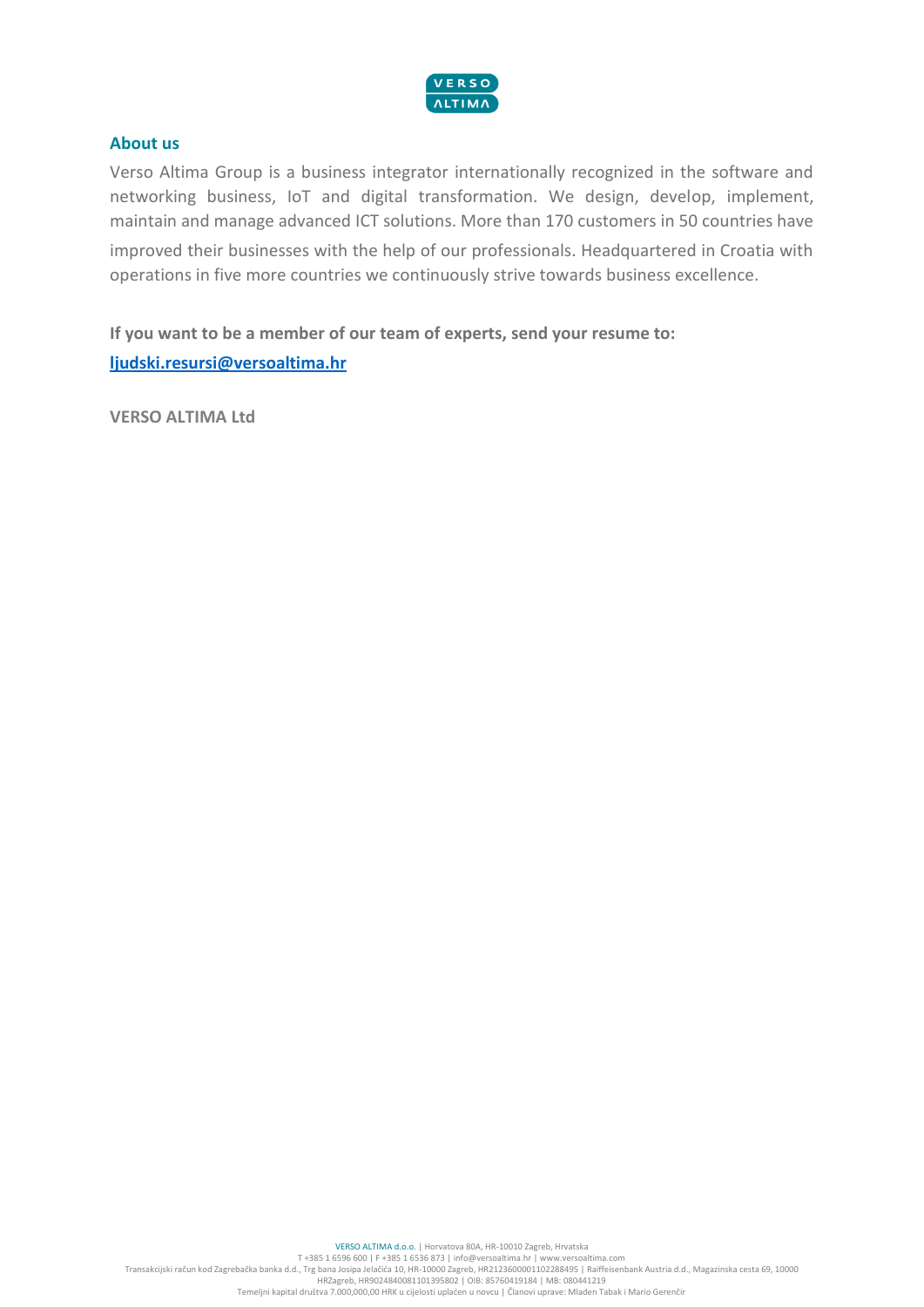## About us

Verso Altima Group is a business integrator internationally recognized in the software and networking business, IoT and digital transformation. We design, develop, implement, maintain and manage advanced ICT solutions. More than 170 customers in 50 countries have improved their businesses with the help of our professionals. Headquartered in Croatia with operations in five more countries we continuously strive towards business excellence.

**If you want to be a member of our team of experts, send your resume to:**
**ljudski.resursi@versoaltima.hr**

**VERSO ALTIMA Ltd**

VERSO ALTIMA d.o.o. | Horvatova 80A, HR-10010 Zagreb, Hrvatska
T +385 1 6596 600 | F +385 1 6536 873 | info@versoaltima.hr | www.versoaltima.com
Transakcijski račun kod Zagrebačka banka d.d., Trg bana Josipa Jelačića 10, HR-10000 Zagreb, HR2123600001102288495 | Raiffeisenbank Austria d.d., Magazinska cesta 69, 10000 HRZagreb, HR9024840081101395802 | OIB: 85760419184 | MB: 080441219
Temeljni kapital društva 7.000,000,00 HRK u cijelosti uplaćen u novcu | Članovi uprave: Mladen Tabak i Mario Gerenčir